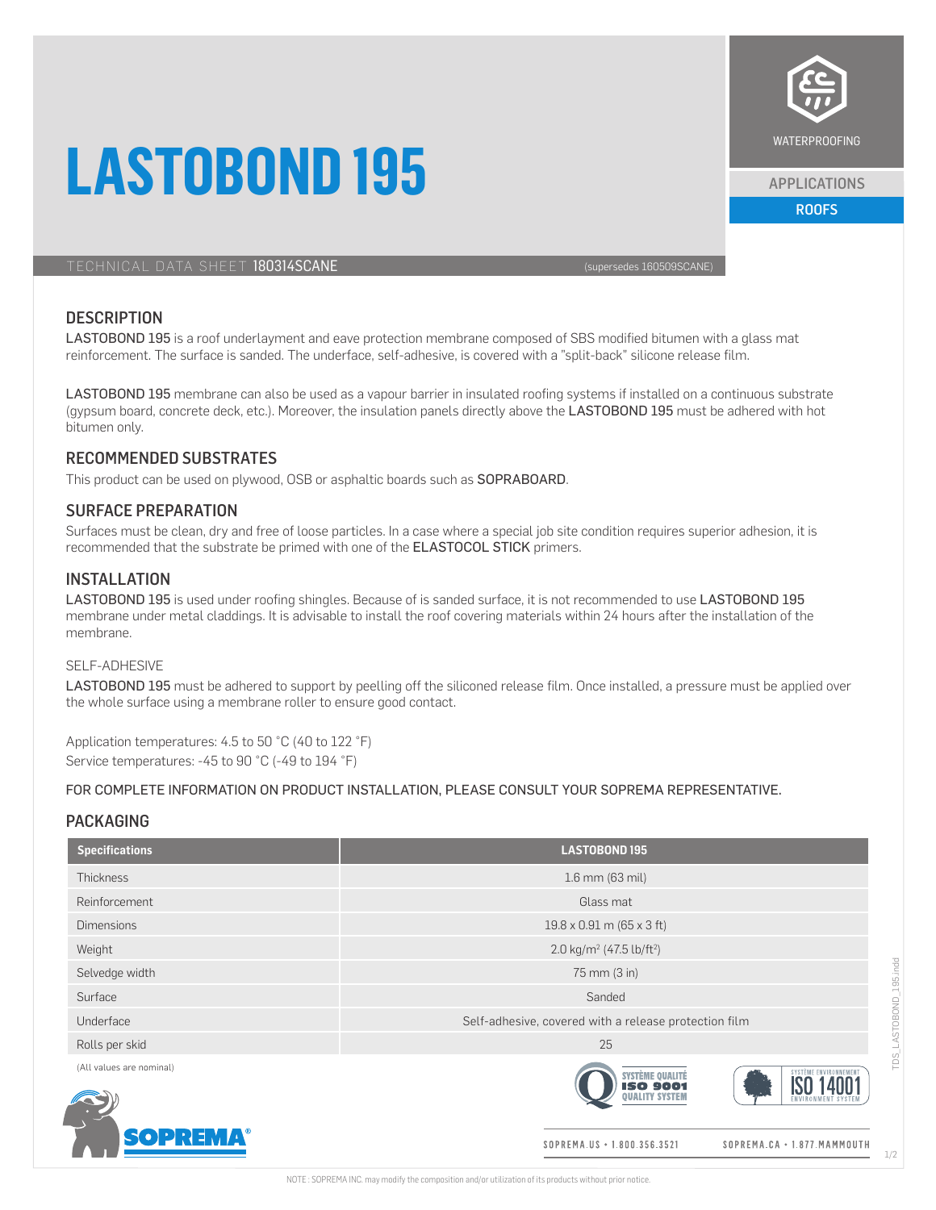# LASTOBOND 195

WATERPROOFING

APPLICATIONS

ROOFS

TECHNICAL DATA SHEET **180314SCANE** (supersedes 160509SCANE)

## DESCRIPTION

LASTOBOND 195 is a roof underlayment and eave protection membrane composed of SBS modified bitumen with a glass mat reinforcement. The surface is sanded. The underface, self-adhesive, is covered with a "split-back" silicone release film.

LASTOBOND 195 membrane can also be used as a vapour barrier in insulated roofing systems if installed on a continuous substrate (gypsum board, concrete deck, etc.). Moreover, the insulation panels directly above the LASTOBOND 195 must be adhered with hot bitumen only.

## RECOMMENDED SUBSTRATES

This product can be used on plywood, OSB or asphaltic boards such as SOPRABOARD.

## SURFACE PREPARATION

Surfaces must be clean, dry and free of loose particles. In a case where a special job site condition requires superior adhesion, it is recommended that the substrate be primed with one of the ELASTOCOL STICK primers.

## INSTALLATION

LASTOBOND 195 is used under roofing shingles. Because of is sanded surface, it is not recommended to use LASTOBOND 195 membrane under metal claddings. It is advisable to install the roof covering materials within 24 hours after the installation of the membrane.

### SELF-ADHESIVE

LASTOBOND 195 must be adhered to support by peeling off the siliconed release film. Once installed, a pressure must be applied over the whole surface using a membrane roller to ensure good contact.

Application temperatures: 4.5 to 50 °C (40 to 122 °F)
Service temperatures: -45 to 90 °C (-49 to 194 °F)

FOR COMPLETE INFORMATION ON PRODUCT INSTALLATION, PLEASE CONSULT YOUR SOPREMA REPRESENTATIVE.

## PACKAGING

| Specifications | LASTOBOND 195 |
|---|---|
| Thickness | 1.6 mm (63 mil) |
| Reinforcement | Glass mat |
| Dimensions | 19.8 x 0.91 m (65 x 3 ft) |
| Weight | 2.0 kg/m² (47.5 lb/ft²) |
| Selvedge width | 75 mm (3 in) |
| Surface | Sanded |
| Underface | Self-adhesive, covered with a release protection film |
| Rolls per skid | 25 |

(All values are nominal)

SOPREMA.US • 1.800.356.3521 SOPREMA.CA • 1.877.MAMMOUTH

NOTE : SOPREMA INC. may modify the composition and/or utilization of its products without prior notice.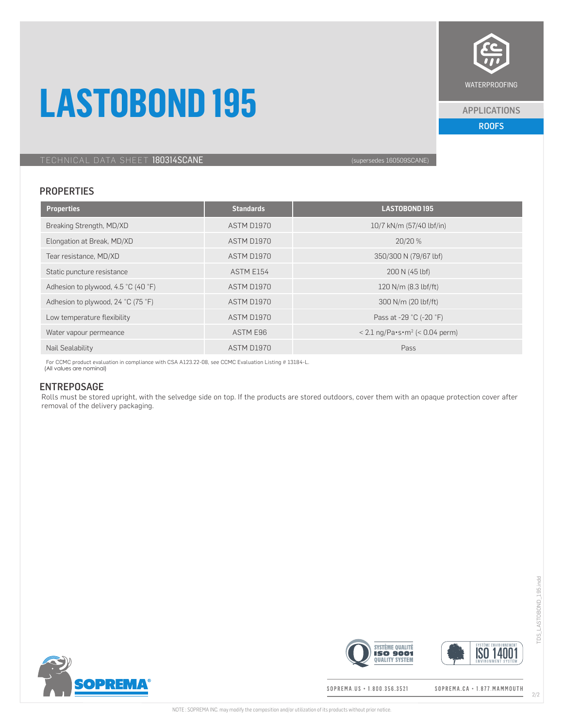# LASTOBOND 195

WATERPROOFING

APPLICATIONS

ROOFS

TECHNICAL DATA SHEET **180314SCANE** (supersedes 160509SCANE)

## PROPERTIES

| Properties | Standards | LASTOBOND 195 |
|---|---|---|
| Breaking Strength, MD/XD | ASTM D1970 | 10/7 kN/m (57/40 lbf/in) |
| Elongation at Break, MD/XD | ASTM D1970 | 20/20 % |
| Tear resistance, MD/XD | ASTM D1970 | 350/300 N (79/67 lbf) |
| Static puncture resistance | ASTM E154 | 200 N (45 lbf) |
| Adhesion to plywood, 4.5 °C (40 °F) | ASTM D1970 | 120 N/m (8.3 lbf/ft) |
| Adhesion to plywood, 24 °C (75 °F) | ASTM D1970 | 300 N/m (20 lbf/ft) |
| Low temperature flexibility | ASTM D1970 | Pass at -29 °C (-20 °F) |
| Water vapour permeance | ASTM E96 | < 2.1 ng/Pa•s•m² (< 0.04 perm) |
| Nail Sealability | ASTM D1970 | Pass |

For CCMC product evaluation in compliance with CSA A123.22-08, see CCMC Evaluation Listing # 13184-L.
(All values are nominal)

## ENTREPOSAGE

Rolls must be stored upright, with the selvedge side on top. If the products are stored outdoors, cover them with an opaque protection cover after removal of the delivery packaging.

SOPREMA.US • 1.800.356.3521    SOPREMA.CA • 1.877.MAMMOUTH

NOTE : SOPREMA INC. may modify the composition and/or utilization of its products without prior notice.